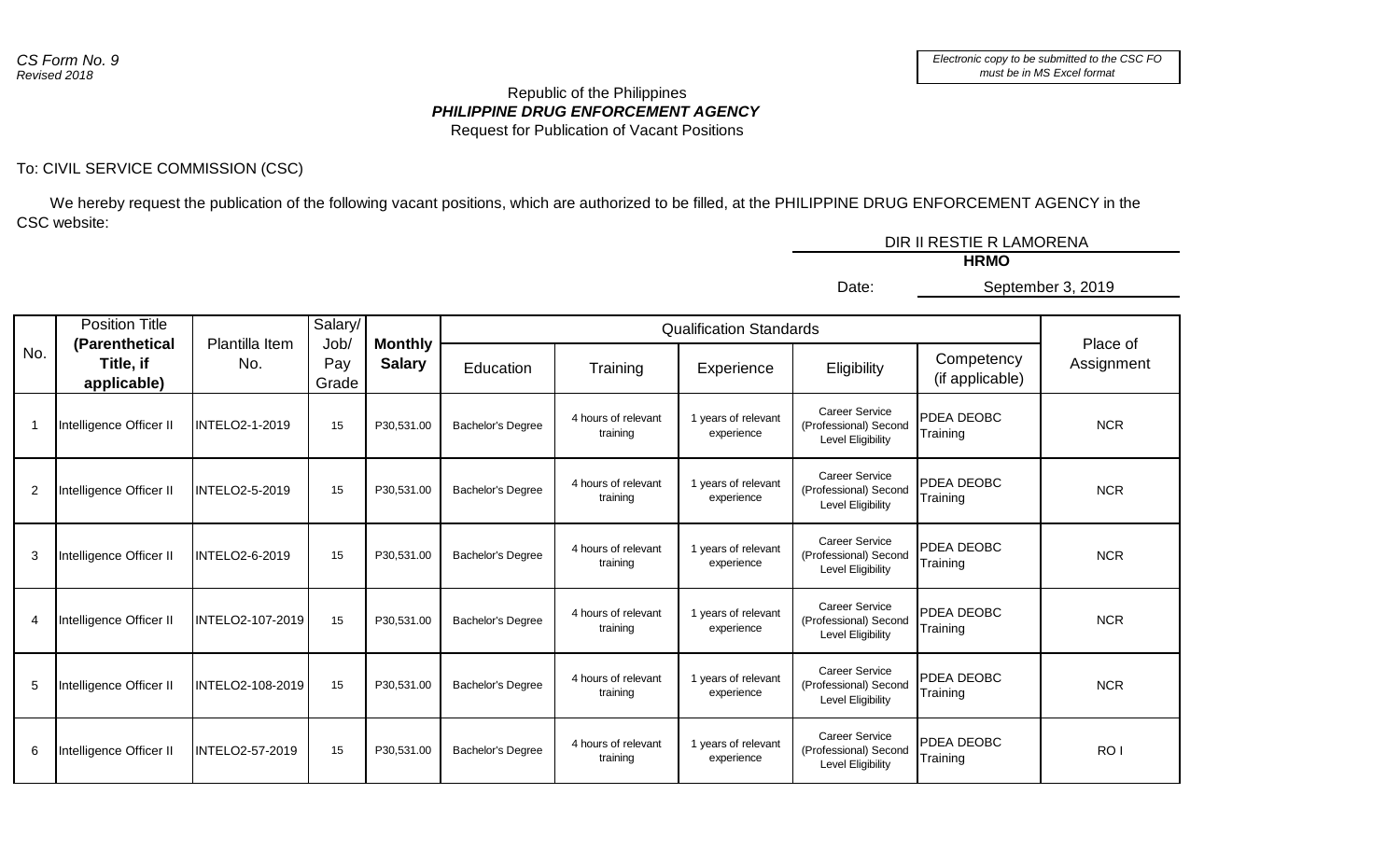*CS Form No. 9*
*Revised 2018*

*Electronic copy to be submitted to the CSC FO must be in MS Excel format*

Republic of the Philippines
***PHILIPPINE DRUG ENFORCEMENT AGENCY***
Request for Publication of Vacant Positions

To: CIVIL SERVICE COMMISSION (CSC)

We hereby request the publication of the following vacant positions, which are authorized to be filled, at the PHILIPPINE DRUG ENFORCEMENT AGENCY in the CSC website:

DIR II RESTIE R LAMORENA
**HRMO**

Date: September 3, 2019

| No. | Position Title **(Parenthetical Title, if applicable)** | Plantilla Item No. | Salary/ Job/ Pay Grade | **Monthly Salary** | Qualification Standards | | | | | Place of Assignment |
|---|---|---|---|---|---|---|---|---|---|---|
| | | | | | Education | Training | Experience | Eligibility | Competency (if applicable) | |
| 1 | Intelligence Officer II | INTELO2-1-2019 | 15 | P30,531.00 | Bachelor's Degree | 4 hours of relevant training | 1 years of relevant experience | Career Service (Professional) Second Level Eligibility | PDEA DEOBC Training | NCR |
| 2 | Intelligence Officer II | INTELO2-5-2019 | 15 | P30,531.00 | Bachelor's Degree | 4 hours of relevant training | 1 years of relevant experience | Career Service (Professional) Second Level Eligibility | PDEA DEOBC Training | NCR |
| 3 | Intelligence Officer II | INTELO2-6-2019 | 15 | P30,531.00 | Bachelor's Degree | 4 hours of relevant training | 1 years of relevant experience | Career Service (Professional) Second Level Eligibility | PDEA DEOBC Training | NCR |
| 4 | Intelligence Officer II | INTELO2-107-2019 | 15 | P30,531.00 | Bachelor's Degree | 4 hours of relevant training | 1 years of relevant experience | Career Service (Professional) Second Level Eligibility | PDEA DEOBC Training | NCR |
| 5 | Intelligence Officer II | INTELO2-108-2019 | 15 | P30,531.00 | Bachelor's Degree | 4 hours of relevant training | 1 years of relevant experience | Career Service (Professional) Second Level Eligibility | PDEA DEOBC Training | NCR |
| 6 | Intelligence Officer II | INTELO2-57-2019 | 15 | P30,531.00 | Bachelor's Degree | 4 hours of relevant training | 1 years of relevant experience | Career Service (Professional) Second Level Eligibility | PDEA DEOBC Training | RO I |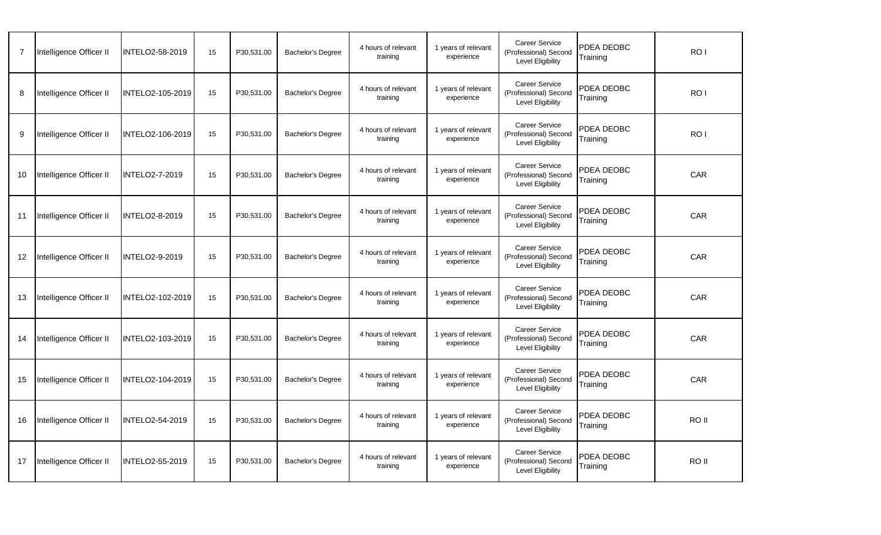| | | | | | | | | | | |
|---|---|---|---|---|---|---|---|---|---|---|
| 7 | Intelligence Officer II | INTELO2-58-2019 | 15 | P30,531.00 | Bachelor's Degree | 4 hours of relevant training | 1 years of relevant experience | Career Service (Professional) Second Level Eligibility | PDEA DEOBC Training | RO I |
| 8 | Intelligence Officer II | INTELO2-105-2019 | 15 | P30,531.00 | Bachelor's Degree | 4 hours of relevant training | 1 years of relevant experience | Career Service (Professional) Second Level Eligibility | PDEA DEOBC Training | RO I |
| 9 | Intelligence Officer II | INTELO2-106-2019 | 15 | P30,531.00 | Bachelor's Degree | 4 hours of relevant training | 1 years of relevant experience | Career Service (Professional) Second Level Eligibility | PDEA DEOBC Training | RO I |
| 10 | Intelligence Officer II | INTELO2-7-2019 | 15 | P30,531.00 | Bachelor's Degree | 4 hours of relevant training | 1 years of relevant experience | Career Service (Professional) Second Level Eligibility | PDEA DEOBC Training | CAR |
| 11 | Intelligence Officer II | INTELO2-8-2019 | 15 | P30,531.00 | Bachelor's Degree | 4 hours of relevant training | 1 years of relevant experience | Career Service (Professional) Second Level Eligibility | PDEA DEOBC Training | CAR |
| 12 | Intelligence Officer II | INTELO2-9-2019 | 15 | P30,531.00 | Bachelor's Degree | 4 hours of relevant training | 1 years of relevant experience | Career Service (Professional) Second Level Eligibility | PDEA DEOBC Training | CAR |
| 13 | Intelligence Officer II | INTELO2-102-2019 | 15 | P30,531.00 | Bachelor's Degree | 4 hours of relevant training | 1 years of relevant experience | Career Service (Professional) Second Level Eligibility | PDEA DEOBC Training | CAR |
| 14 | Intelligence Officer II | INTELO2-103-2019 | 15 | P30,531.00 | Bachelor's Degree | 4 hours of relevant training | 1 years of relevant experience | Career Service (Professional) Second Level Eligibility | PDEA DEOBC Training | CAR |
| 15 | Intelligence Officer II | INTELO2-104-2019 | 15 | P30,531.00 | Bachelor's Degree | 4 hours of relevant training | 1 years of relevant experience | Career Service (Professional) Second Level Eligibility | PDEA DEOBC Training | CAR |
| 16 | Intelligence Officer II | INTELO2-54-2019 | 15 | P30,531.00 | Bachelor's Degree | 4 hours of relevant training | 1 years of relevant experience | Career Service (Professional) Second Level Eligibility | PDEA DEOBC Training | RO II |
| 17 | Intelligence Officer II | INTELO2-55-2019 | 15 | P30,531.00 | Bachelor's Degree | 4 hours of relevant training | 1 years of relevant experience | Career Service (Professional) Second Level Eligibility | PDEA DEOBC Training | RO II |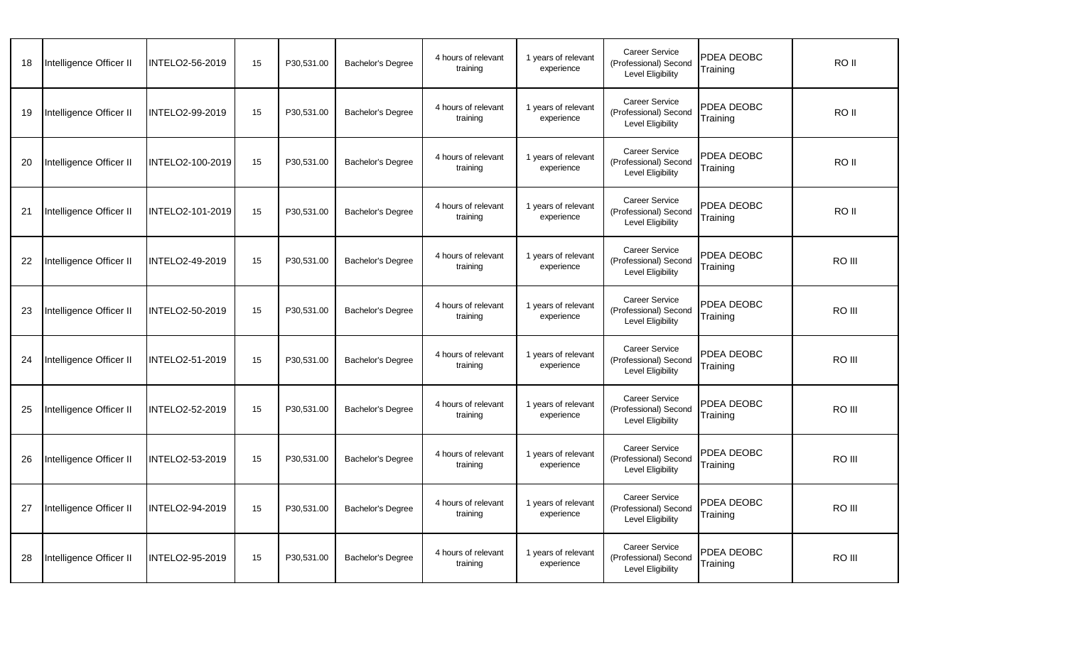| | | | | | | | | | | |
|---|---|---|---|---|---|---|---|---|---|---|
| 18 | Intelligence Officer II | INTELO2-56-2019 | 15 | P30,531.00 | Bachelor's Degree | 4 hours of relevant training | 1 years of relevant experience | Career Service (Professional) Second Level Eligibility | PDEA DEOBC Training | RO II |
| 19 | Intelligence Officer II | INTELO2-99-2019 | 15 | P30,531.00 | Bachelor's Degree | 4 hours of relevant training | 1 years of relevant experience | Career Service (Professional) Second Level Eligibility | PDEA DEOBC Training | RO II |
| 20 | Intelligence Officer II | INTELO2-100-2019 | 15 | P30,531.00 | Bachelor's Degree | 4 hours of relevant training | 1 years of relevant experience | Career Service (Professional) Second Level Eligibility | PDEA DEOBC Training | RO II |
| 21 | Intelligence Officer II | INTELO2-101-2019 | 15 | P30,531.00 | Bachelor's Degree | 4 hours of relevant training | 1 years of relevant experience | Career Service (Professional) Second Level Eligibility | PDEA DEOBC Training | RO II |
| 22 | Intelligence Officer II | INTELO2-49-2019 | 15 | P30,531.00 | Bachelor's Degree | 4 hours of relevant training | 1 years of relevant experience | Career Service (Professional) Second Level Eligibility | PDEA DEOBC Training | RO III |
| 23 | Intelligence Officer II | INTELO2-50-2019 | 15 | P30,531.00 | Bachelor's Degree | 4 hours of relevant training | 1 years of relevant experience | Career Service (Professional) Second Level Eligibility | PDEA DEOBC Training | RO III |
| 24 | Intelligence Officer II | INTELO2-51-2019 | 15 | P30,531.00 | Bachelor's Degree | 4 hours of relevant training | 1 years of relevant experience | Career Service (Professional) Second Level Eligibility | PDEA DEOBC Training | RO III |
| 25 | Intelligence Officer II | INTELO2-52-2019 | 15 | P30,531.00 | Bachelor's Degree | 4 hours of relevant training | 1 years of relevant experience | Career Service (Professional) Second Level Eligibility | PDEA DEOBC Training | RO III |
| 26 | Intelligence Officer II | INTELO2-53-2019 | 15 | P30,531.00 | Bachelor's Degree | 4 hours of relevant training | 1 years of relevant experience | Career Service (Professional) Second Level Eligibility | PDEA DEOBC Training | RO III |
| 27 | Intelligence Officer II | INTELO2-94-2019 | 15 | P30,531.00 | Bachelor's Degree | 4 hours of relevant training | 1 years of relevant experience | Career Service (Professional) Second Level Eligibility | PDEA DEOBC Training | RO III |
| 28 | Intelligence Officer II | INTELO2-95-2019 | 15 | P30,531.00 | Bachelor's Degree | 4 hours of relevant training | 1 years of relevant experience | Career Service (Professional) Second Level Eligibility | PDEA DEOBC Training | RO III |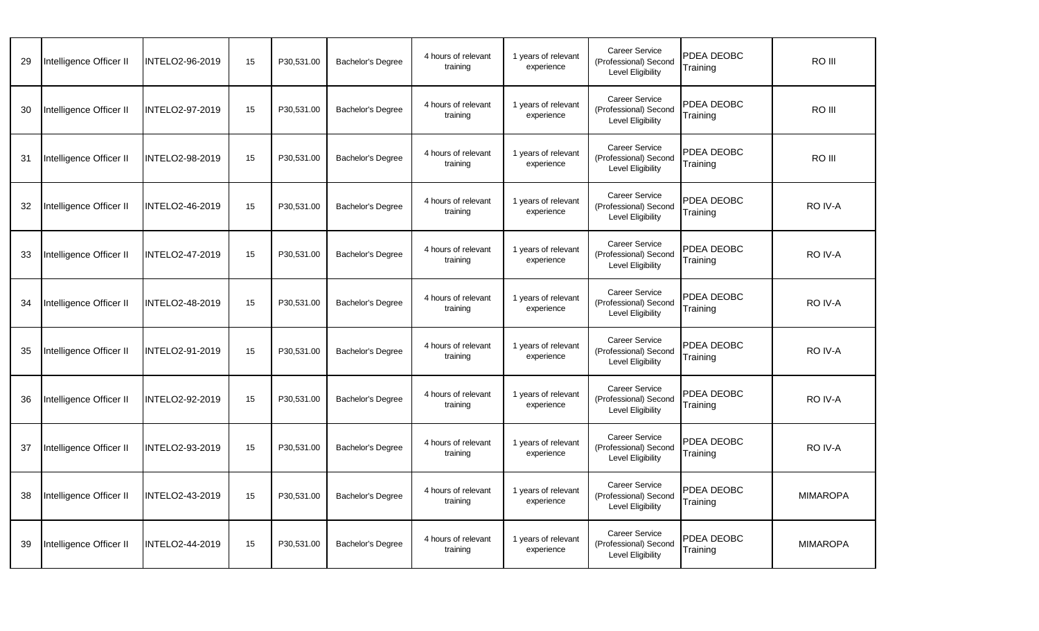| | | | | | | | | | | |
|---|---|---|---|---|---|---|---|---|---|---|
| 29 | Intelligence Officer II | INTELO2-96-2019 | 15 | P30,531.00 | Bachelor's Degree | 4 hours of relevant training | 1 years of relevant experience | Career Service (Professional) Second Level Eligibility | PDEA DEOBC Training | RO III |
| 30 | Intelligence Officer II | INTELO2-97-2019 | 15 | P30,531.00 | Bachelor's Degree | 4 hours of relevant training | 1 years of relevant experience | Career Service (Professional) Second Level Eligibility | PDEA DEOBC Training | RO III |
| 31 | Intelligence Officer II | INTELO2-98-2019 | 15 | P30,531.00 | Bachelor's Degree | 4 hours of relevant training | 1 years of relevant experience | Career Service (Professional) Second Level Eligibility | PDEA DEOBC Training | RO III |
| 32 | Intelligence Officer II | INTELO2-46-2019 | 15 | P30,531.00 | Bachelor's Degree | 4 hours of relevant training | 1 years of relevant experience | Career Service (Professional) Second Level Eligibility | PDEA DEOBC Training | RO IV-A |
| 33 | Intelligence Officer II | INTELO2-47-2019 | 15 | P30,531.00 | Bachelor's Degree | 4 hours of relevant training | 1 years of relevant experience | Career Service (Professional) Second Level Eligibility | PDEA DEOBC Training | RO IV-A |
| 34 | Intelligence Officer II | INTELO2-48-2019 | 15 | P30,531.00 | Bachelor's Degree | 4 hours of relevant training | 1 years of relevant experience | Career Service (Professional) Second Level Eligibility | PDEA DEOBC Training | RO IV-A |
| 35 | Intelligence Officer II | INTELO2-91-2019 | 15 | P30,531.00 | Bachelor's Degree | 4 hours of relevant training | 1 years of relevant experience | Career Service (Professional) Second Level Eligibility | PDEA DEOBC Training | RO IV-A |
| 36 | Intelligence Officer II | INTELO2-92-2019 | 15 | P30,531.00 | Bachelor's Degree | 4 hours of relevant training | 1 years of relevant experience | Career Service (Professional) Second Level Eligibility | PDEA DEOBC Training | RO IV-A |
| 37 | Intelligence Officer II | INTELO2-93-2019 | 15 | P30,531.00 | Bachelor's Degree | 4 hours of relevant training | 1 years of relevant experience | Career Service (Professional) Second Level Eligibility | PDEA DEOBC Training | RO IV-A |
| 38 | Intelligence Officer II | INTELO2-43-2019 | 15 | P30,531.00 | Bachelor's Degree | 4 hours of relevant training | 1 years of relevant experience | Career Service (Professional) Second Level Eligibility | PDEA DEOBC Training | MIMAROPA |
| 39 | Intelligence Officer II | INTELO2-44-2019 | 15 | P30,531.00 | Bachelor's Degree | 4 hours of relevant training | 1 years of relevant experience | Career Service (Professional) Second Level Eligibility | PDEA DEOBC Training | MIMAROPA |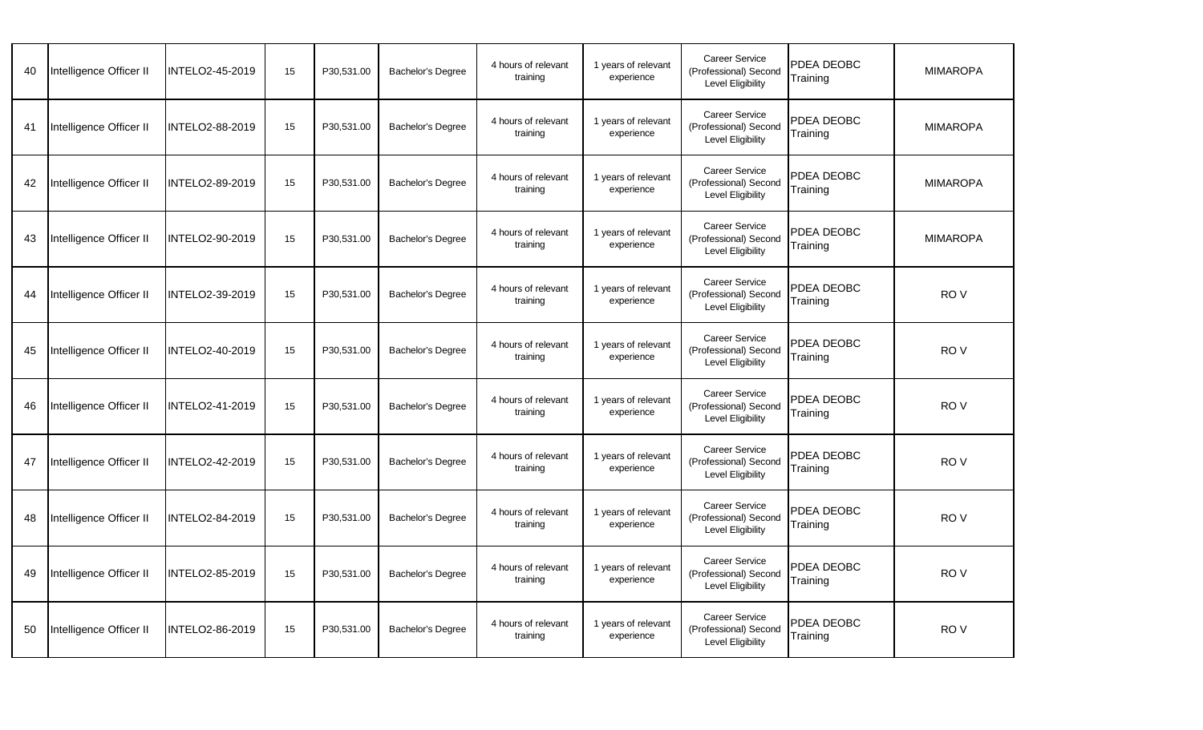| 40 | Intelligence Officer II | INTELO2-45-2019 | 15 | P30,531.00 | Bachelor's Degree | 4 hours of relevant training | 1 years of relevant experience | Career Service (Professional) Second Level Eligibility | PDEA DEOBC Training | MIMAROPA |
|---|---|---|---|---|---|---|---|---|---|---|
| 41 | Intelligence Officer II | INTELO2-88-2019 | 15 | P30,531.00 | Bachelor's Degree | 4 hours of relevant training | 1 years of relevant experience | Career Service (Professional) Second Level Eligibility | PDEA DEOBC Training | MIMAROPA |
| 42 | Intelligence Officer II | INTELO2-89-2019 | 15 | P30,531.00 | Bachelor's Degree | 4 hours of relevant training | 1 years of relevant experience | Career Service (Professional) Second Level Eligibility | PDEA DEOBC Training | MIMAROPA |
| 43 | Intelligence Officer II | INTELO2-90-2019 | 15 | P30,531.00 | Bachelor's Degree | 4 hours of relevant training | 1 years of relevant experience | Career Service (Professional) Second Level Eligibility | PDEA DEOBC Training | MIMAROPA |
| 44 | Intelligence Officer II | INTELO2-39-2019 | 15 | P30,531.00 | Bachelor's Degree | 4 hours of relevant training | 1 years of relevant experience | Career Service (Professional) Second Level Eligibility | PDEA DEOBC Training | RO V |
| 45 | Intelligence Officer II | INTELO2-40-2019 | 15 | P30,531.00 | Bachelor's Degree | 4 hours of relevant training | 1 years of relevant experience | Career Service (Professional) Second Level Eligibility | PDEA DEOBC Training | RO V |
| 46 | Intelligence Officer II | INTELO2-41-2019 | 15 | P30,531.00 | Bachelor's Degree | 4 hours of relevant training | 1 years of relevant experience | Career Service (Professional) Second Level Eligibility | PDEA DEOBC Training | RO V |
| 47 | Intelligence Officer II | INTELO2-42-2019 | 15 | P30,531.00 | Bachelor's Degree | 4 hours of relevant training | 1 years of relevant experience | Career Service (Professional) Second Level Eligibility | PDEA DEOBC Training | RO V |
| 48 | Intelligence Officer II | INTELO2-84-2019 | 15 | P30,531.00 | Bachelor's Degree | 4 hours of relevant training | 1 years of relevant experience | Career Service (Professional) Second Level Eligibility | PDEA DEOBC Training | RO V |
| 49 | Intelligence Officer II | INTELO2-85-2019 | 15 | P30,531.00 | Bachelor's Degree | 4 hours of relevant training | 1 years of relevant experience | Career Service (Professional) Second Level Eligibility | PDEA DEOBC Training | RO V |
| 50 | Intelligence Officer II | INTELO2-86-2019 | 15 | P30,531.00 | Bachelor's Degree | 4 hours of relevant training | 1 years of relevant experience | Career Service (Professional) Second Level Eligibility | PDEA DEOBC Training | RO V |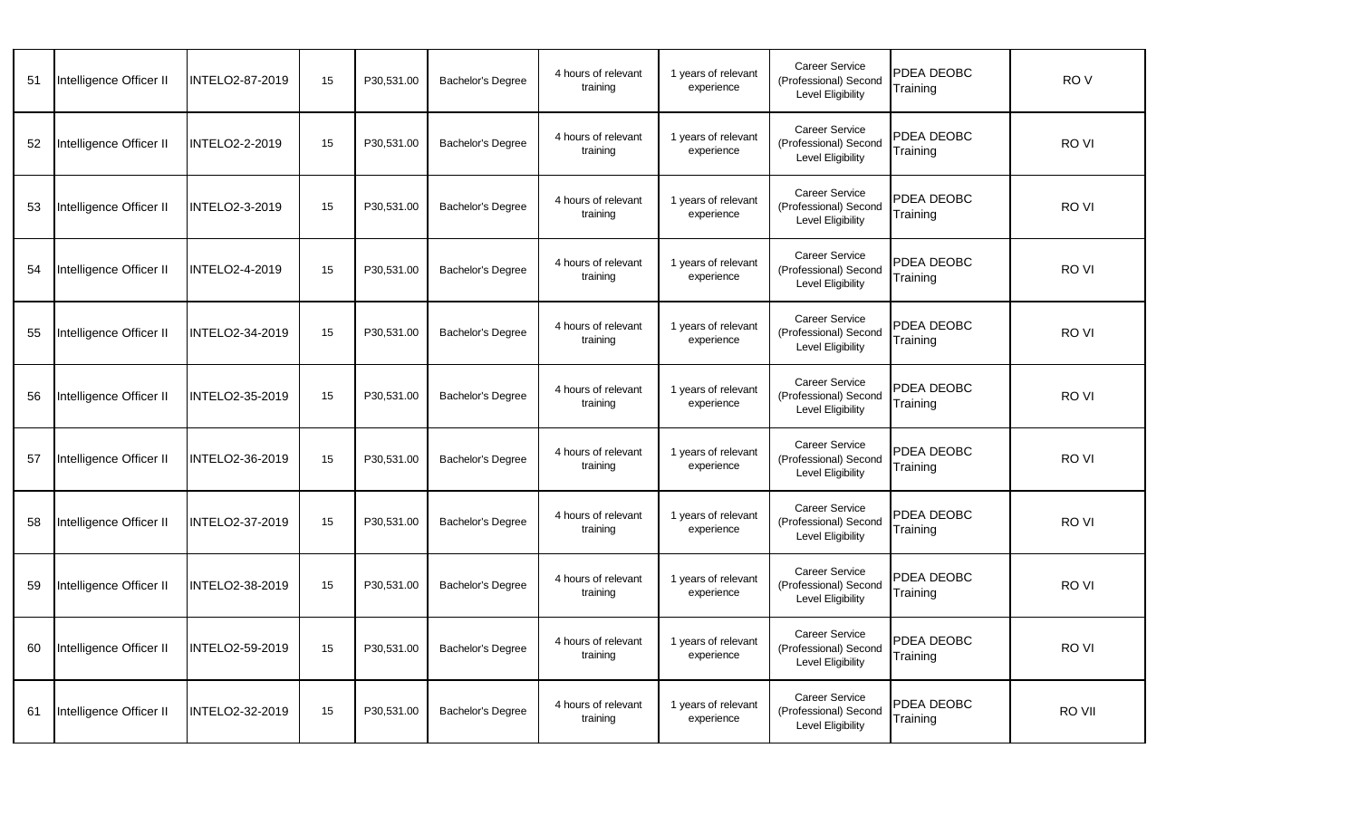| 51 | Intelligence Officer II | INTELO2-87-2019 | 15 | P30,531.00 | Bachelor's Degree | 4 hours of relevant training | 1 years of relevant experience | Career Service (Professional) Second Level Eligibility | PDEA DEOBC Training | RO V |
|---|---|---|---|---|---|---|---|---|---|---|
| 52 | Intelligence Officer II | INTELO2-2-2019 | 15 | P30,531.00 | Bachelor's Degree | 4 hours of relevant training | 1 years of relevant experience | Career Service (Professional) Second Level Eligibility | PDEA DEOBC Training | RO VI |
| 53 | Intelligence Officer II | INTELO2-3-2019 | 15 | P30,531.00 | Bachelor's Degree | 4 hours of relevant training | 1 years of relevant experience | Career Service (Professional) Second Level Eligibility | PDEA DEOBC Training | RO VI |
| 54 | Intelligence Officer II | INTELO2-4-2019 | 15 | P30,531.00 | Bachelor's Degree | 4 hours of relevant training | 1 years of relevant experience | Career Service (Professional) Second Level Eligibility | PDEA DEOBC Training | RO VI |
| 55 | Intelligence Officer II | INTELO2-34-2019 | 15 | P30,531.00 | Bachelor's Degree | 4 hours of relevant training | 1 years of relevant experience | Career Service (Professional) Second Level Eligibility | PDEA DEOBC Training | RO VI |
| 56 | Intelligence Officer II | INTELO2-35-2019 | 15 | P30,531.00 | Bachelor's Degree | 4 hours of relevant training | 1 years of relevant experience | Career Service (Professional) Second Level Eligibility | PDEA DEOBC Training | RO VI |
| 57 | Intelligence Officer II | INTELO2-36-2019 | 15 | P30,531.00 | Bachelor's Degree | 4 hours of relevant training | 1 years of relevant experience | Career Service (Professional) Second Level Eligibility | PDEA DEOBC Training | RO VI |
| 58 | Intelligence Officer II | INTELO2-37-2019 | 15 | P30,531.00 | Bachelor's Degree | 4 hours of relevant training | 1 years of relevant experience | Career Service (Professional) Second Level Eligibility | PDEA DEOBC Training | RO VI |
| 59 | Intelligence Officer II | INTELO2-38-2019 | 15 | P30,531.00 | Bachelor's Degree | 4 hours of relevant training | 1 years of relevant experience | Career Service (Professional) Second Level Eligibility | PDEA DEOBC Training | RO VI |
| 60 | Intelligence Officer II | INTELO2-59-2019 | 15 | P30,531.00 | Bachelor's Degree | 4 hours of relevant training | 1 years of relevant experience | Career Service (Professional) Second Level Eligibility | PDEA DEOBC Training | RO VI |
| 61 | Intelligence Officer II | INTELO2-32-2019 | 15 | P30,531.00 | Bachelor's Degree | 4 hours of relevant training | 1 years of relevant experience | Career Service (Professional) Second Level Eligibility | PDEA DEOBC Training | RO VII |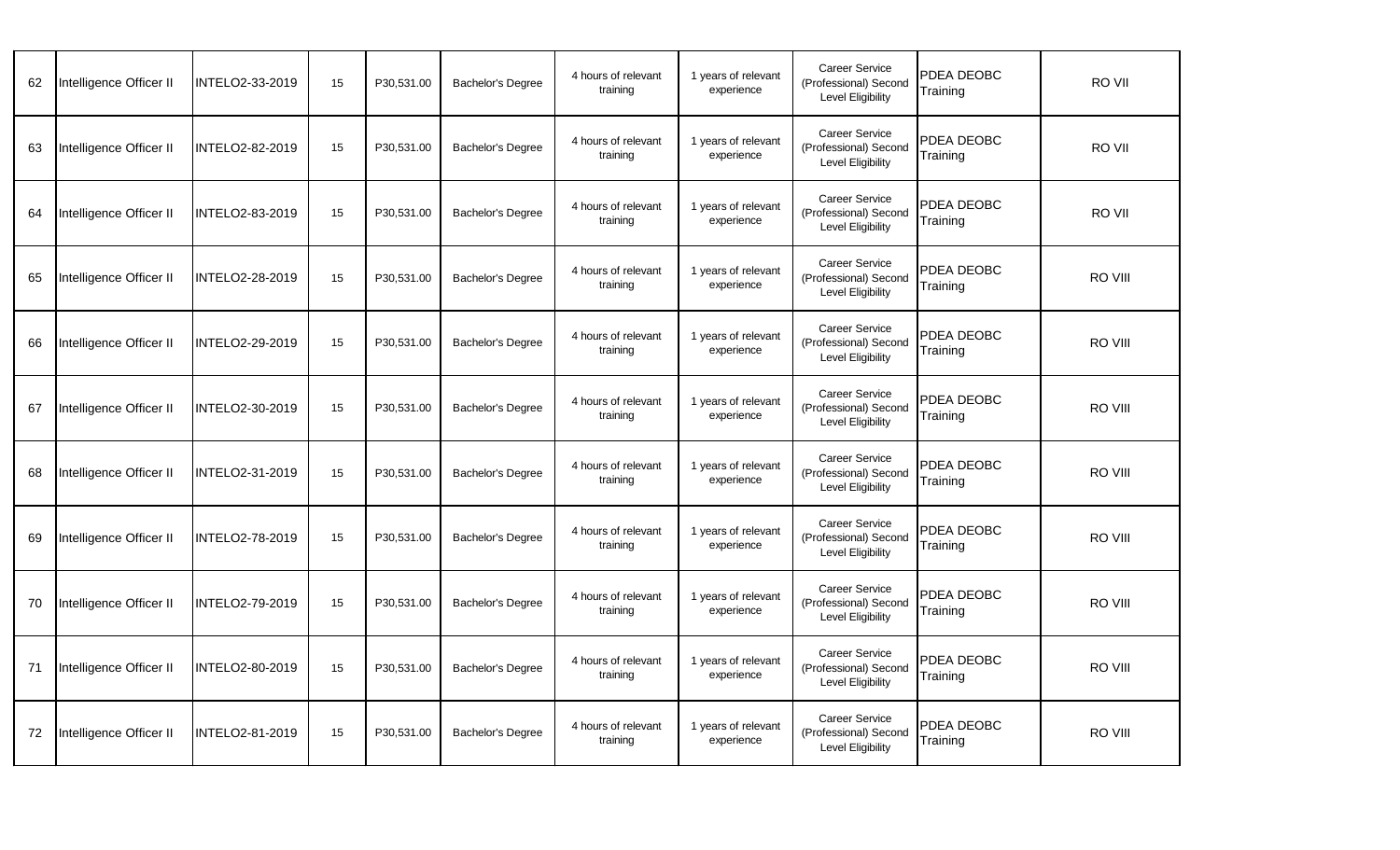| 62 | Intelligence Officer II | INTELO2-33-2019 | 15 | P30,531.00 | Bachelor's Degree | 4 hours of relevant training | 1 years of relevant experience | Career Service (Professional) Second Level Eligibility | PDEA DEOBC Training | RO VII |
|---|---|---|---|---|---|---|---|---|---|---|
| 63 | Intelligence Officer II | INTELO2-82-2019 | 15 | P30,531.00 | Bachelor's Degree | 4 hours of relevant training | 1 years of relevant experience | Career Service (Professional) Second Level Eligibility | PDEA DEOBC Training | RO VII |
| 64 | Intelligence Officer II | INTELO2-83-2019 | 15 | P30,531.00 | Bachelor's Degree | 4 hours of relevant training | 1 years of relevant experience | Career Service (Professional) Second Level Eligibility | PDEA DEOBC Training | RO VII |
| 65 | Intelligence Officer II | INTELO2-28-2019 | 15 | P30,531.00 | Bachelor's Degree | 4 hours of relevant training | 1 years of relevant experience | Career Service (Professional) Second Level Eligibility | PDEA DEOBC Training | RO VIII |
| 66 | Intelligence Officer II | INTELO2-29-2019 | 15 | P30,531.00 | Bachelor's Degree | 4 hours of relevant training | 1 years of relevant experience | Career Service (Professional) Second Level Eligibility | PDEA DEOBC Training | RO VIII |
| 67 | Intelligence Officer II | INTELO2-30-2019 | 15 | P30,531.00 | Bachelor's Degree | 4 hours of relevant training | 1 years of relevant experience | Career Service (Professional) Second Level Eligibility | PDEA DEOBC Training | RO VIII |
| 68 | Intelligence Officer II | INTELO2-31-2019 | 15 | P30,531.00 | Bachelor's Degree | 4 hours of relevant training | 1 years of relevant experience | Career Service (Professional) Second Level Eligibility | PDEA DEOBC Training | RO VIII |
| 69 | Intelligence Officer II | INTELO2-78-2019 | 15 | P30,531.00 | Bachelor's Degree | 4 hours of relevant training | 1 years of relevant experience | Career Service (Professional) Second Level Eligibility | PDEA DEOBC Training | RO VIII |
| 70 | Intelligence Officer II | INTELO2-79-2019 | 15 | P30,531.00 | Bachelor's Degree | 4 hours of relevant training | 1 years of relevant experience | Career Service (Professional) Second Level Eligibility | PDEA DEOBC Training | RO VIII |
| 71 | Intelligence Officer II | INTELO2-80-2019 | 15 | P30,531.00 | Bachelor's Degree | 4 hours of relevant training | 1 years of relevant experience | Career Service (Professional) Second Level Eligibility | PDEA DEOBC Training | RO VIII |
| 72 | Intelligence Officer II | INTELO2-81-2019 | 15 | P30,531.00 | Bachelor's Degree | 4 hours of relevant training | 1 years of relevant experience | Career Service (Professional) Second Level Eligibility | PDEA DEOBC Training | RO VIII |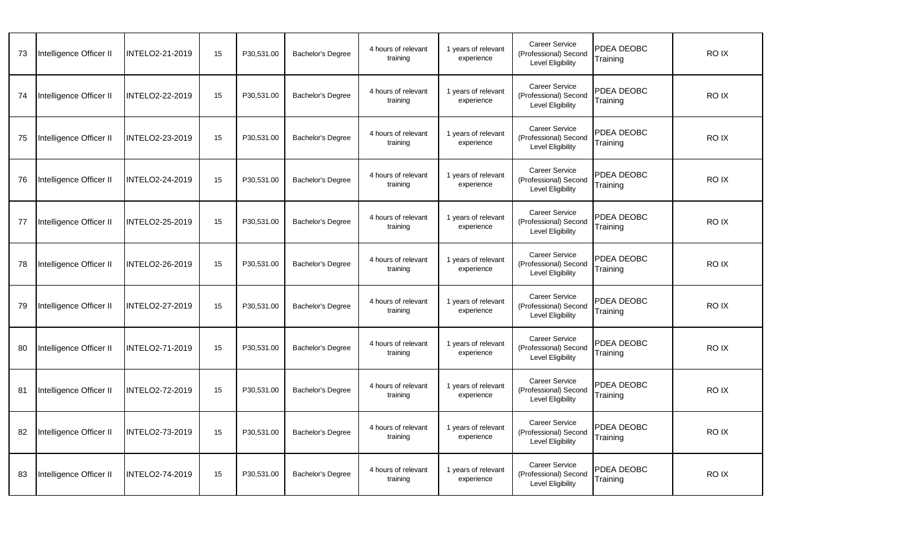| 73 | Intelligence Officer II | INTELO2-21-2019 | 15 | P30,531.00 | Bachelor's Degree | 4 hours of relevant training | 1 years of relevant experience | Career Service (Professional) Second Level Eligibility | PDEA DEOBC Training | RO IX |
|---|---|---|---|---|---|---|---|---|---|---|
| 74 | Intelligence Officer II | INTELO2-22-2019 | 15 | P30,531.00 | Bachelor's Degree | 4 hours of relevant training | 1 years of relevant experience | Career Service (Professional) Second Level Eligibility | PDEA DEOBC Training | RO IX |
| 75 | Intelligence Officer II | INTELO2-23-2019 | 15 | P30,531.00 | Bachelor's Degree | 4 hours of relevant training | 1 years of relevant experience | Career Service (Professional) Second Level Eligibility | PDEA DEOBC Training | RO IX |
| 76 | Intelligence Officer II | INTELO2-24-2019 | 15 | P30,531.00 | Bachelor's Degree | 4 hours of relevant training | 1 years of relevant experience | Career Service (Professional) Second Level Eligibility | PDEA DEOBC Training | RO IX |
| 77 | Intelligence Officer II | INTELO2-25-2019 | 15 | P30,531.00 | Bachelor's Degree | 4 hours of relevant training | 1 years of relevant experience | Career Service (Professional) Second Level Eligibility | PDEA DEOBC Training | RO IX |
| 78 | Intelligence Officer II | INTELO2-26-2019 | 15 | P30,531.00 | Bachelor's Degree | 4 hours of relevant training | 1 years of relevant experience | Career Service (Professional) Second Level Eligibility | PDEA DEOBC Training | RO IX |
| 79 | Intelligence Officer II | INTELO2-27-2019 | 15 | P30,531.00 | Bachelor's Degree | 4 hours of relevant training | 1 years of relevant experience | Career Service (Professional) Second Level Eligibility | PDEA DEOBC Training | RO IX |
| 80 | Intelligence Officer II | INTELO2-71-2019 | 15 | P30,531.00 | Bachelor's Degree | 4 hours of relevant training | 1 years of relevant experience | Career Service (Professional) Second Level Eligibility | PDEA DEOBC Training | RO IX |
| 81 | Intelligence Officer II | INTELO2-72-2019 | 15 | P30,531.00 | Bachelor's Degree | 4 hours of relevant training | 1 years of relevant experience | Career Service (Professional) Second Level Eligibility | PDEA DEOBC Training | RO IX |
| 82 | Intelligence Officer II | INTELO2-73-2019 | 15 | P30,531.00 | Bachelor's Degree | 4 hours of relevant training | 1 years of relevant experience | Career Service (Professional) Second Level Eligibility | PDEA DEOBC Training | RO IX |
| 83 | Intelligence Officer II | INTELO2-74-2019 | 15 | P30,531.00 | Bachelor's Degree | 4 hours of relevant training | 1 years of relevant experience | Career Service (Professional) Second Level Eligibility | PDEA DEOBC Training | RO IX |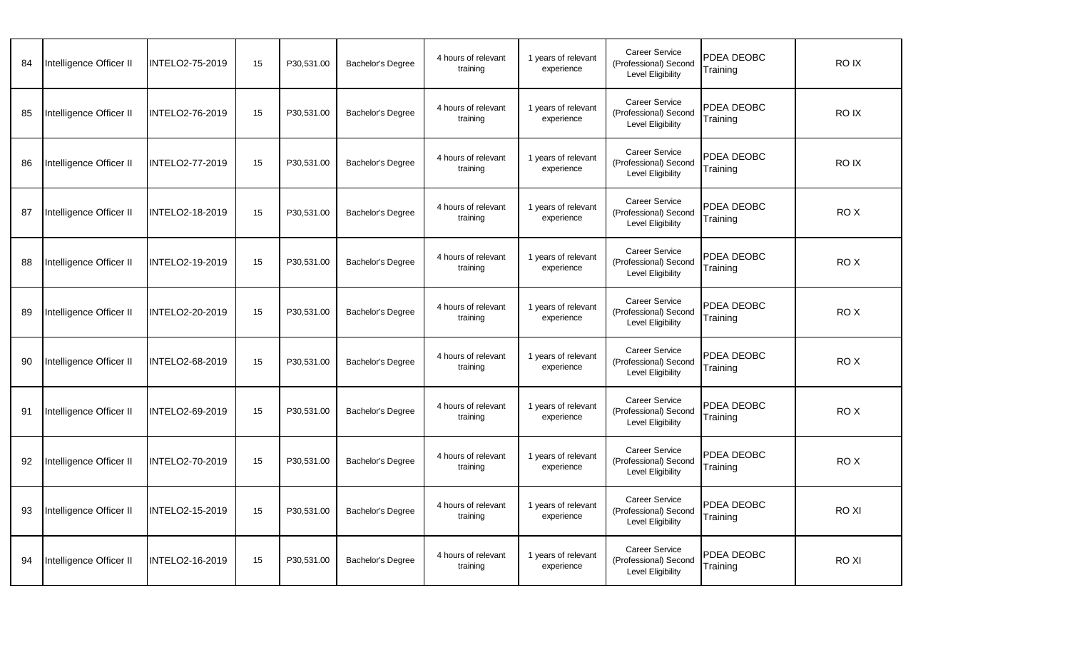| 84 | Intelligence Officer II | INTELO2-75-2019 | 15 | P30,531.00 | Bachelor's Degree | 4 hours of relevant training | 1 years of relevant experience | Career Service (Professional) Second Level Eligibility | PDEA DEOBC Training | RO IX |
|---|---|---|---|---|---|---|---|---|---|---|
| 85 | Intelligence Officer II | INTELO2-76-2019 | 15 | P30,531.00 | Bachelor's Degree | 4 hours of relevant training | 1 years of relevant experience | Career Service (Professional) Second Level Eligibility | PDEA DEOBC Training | RO IX |
| 86 | Intelligence Officer II | INTELO2-77-2019 | 15 | P30,531.00 | Bachelor's Degree | 4 hours of relevant training | 1 years of relevant experience | Career Service (Professional) Second Level Eligibility | PDEA DEOBC Training | RO IX |
| 87 | Intelligence Officer II | INTELO2-18-2019 | 15 | P30,531.00 | Bachelor's Degree | 4 hours of relevant training | 1 years of relevant experience | Career Service (Professional) Second Level Eligibility | PDEA DEOBC Training | RO X |
| 88 | Intelligence Officer II | INTELO2-19-2019 | 15 | P30,531.00 | Bachelor's Degree | 4 hours of relevant training | 1 years of relevant experience | Career Service (Professional) Second Level Eligibility | PDEA DEOBC Training | RO X |
| 89 | Intelligence Officer II | INTELO2-20-2019 | 15 | P30,531.00 | Bachelor's Degree | 4 hours of relevant training | 1 years of relevant experience | Career Service (Professional) Second Level Eligibility | PDEA DEOBC Training | RO X |
| 90 | Intelligence Officer II | INTELO2-68-2019 | 15 | P30,531.00 | Bachelor's Degree | 4 hours of relevant training | 1 years of relevant experience | Career Service (Professional) Second Level Eligibility | PDEA DEOBC Training | RO X |
| 91 | Intelligence Officer II | INTELO2-69-2019 | 15 | P30,531.00 | Bachelor's Degree | 4 hours of relevant training | 1 years of relevant experience | Career Service (Professional) Second Level Eligibility | PDEA DEOBC Training | RO X |
| 92 | Intelligence Officer II | INTELO2-70-2019 | 15 | P30,531.00 | Bachelor's Degree | 4 hours of relevant training | 1 years of relevant experience | Career Service (Professional) Second Level Eligibility | PDEA DEOBC Training | RO X |
| 93 | Intelligence Officer II | INTELO2-15-2019 | 15 | P30,531.00 | Bachelor's Degree | 4 hours of relevant training | 1 years of relevant experience | Career Service (Professional) Second Level Eligibility | PDEA DEOBC Training | RO XI |
| 94 | Intelligence Officer II | INTELO2-16-2019 | 15 | P30,531.00 | Bachelor's Degree | 4 hours of relevant training | 1 years of relevant experience | Career Service (Professional) Second Level Eligibility | PDEA DEOBC Training | RO XI |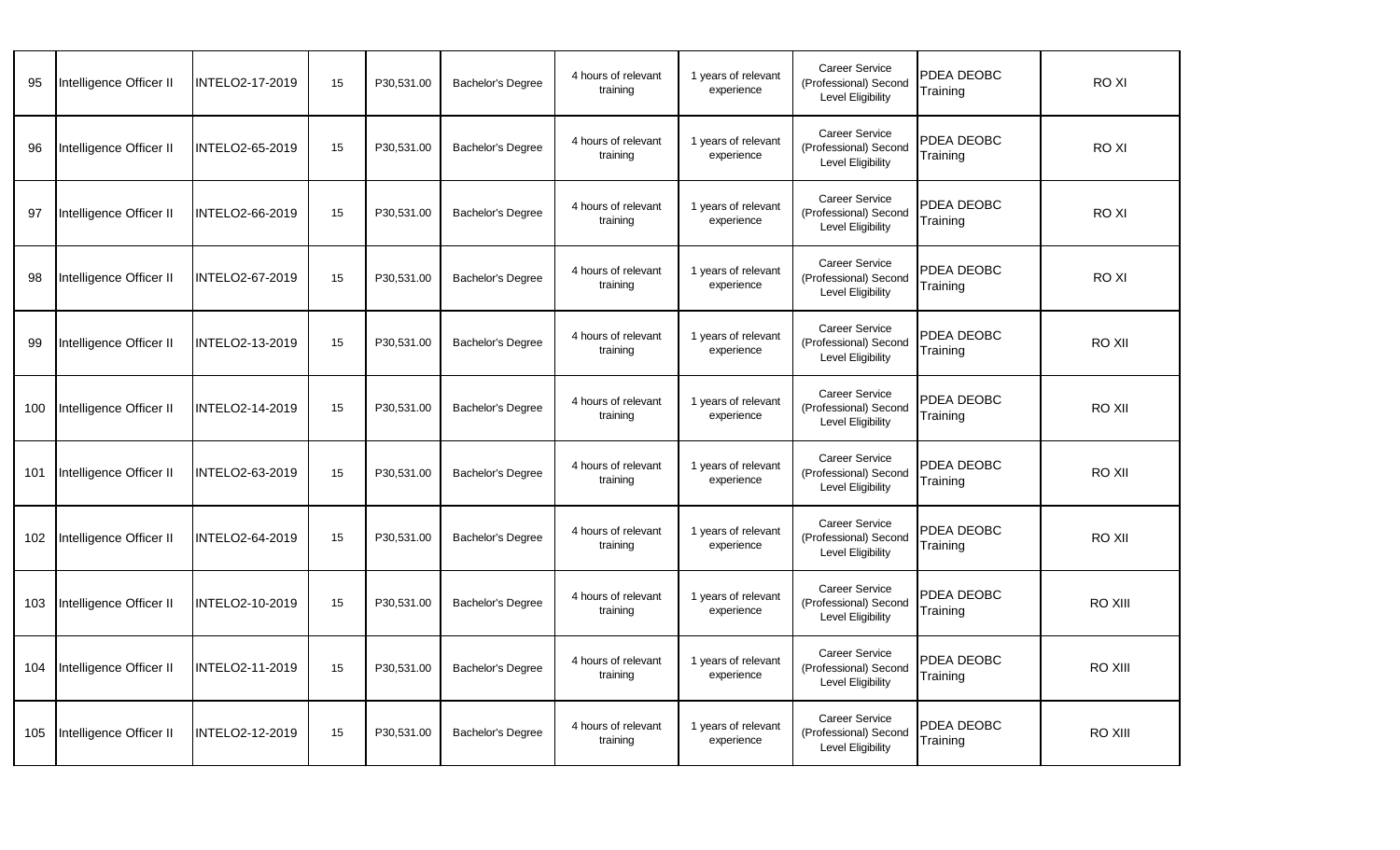| | | | | | | | | | | |
|---|---|---|---|---|---|---|---|---|---|---|
| 95 | Intelligence Officer II | INTELO2-17-2019 | 15 | P30,531.00 | Bachelor's Degree | 4 hours of relevant training | 1 years of relevant experience | Career Service (Professional) Second Level Eligibility | PDEA DEOBC Training | RO XI |
| 96 | Intelligence Officer II | INTELO2-65-2019 | 15 | P30,531.00 | Bachelor's Degree | 4 hours of relevant training | 1 years of relevant experience | Career Service (Professional) Second Level Eligibility | PDEA DEOBC Training | RO XI |
| 97 | Intelligence Officer II | INTELO2-66-2019 | 15 | P30,531.00 | Bachelor's Degree | 4 hours of relevant training | 1 years of relevant experience | Career Service (Professional) Second Level Eligibility | PDEA DEOBC Training | RO XI |
| 98 | Intelligence Officer II | INTELO2-67-2019 | 15 | P30,531.00 | Bachelor's Degree | 4 hours of relevant training | 1 years of relevant experience | Career Service (Professional) Second Level Eligibility | PDEA DEOBC Training | RO XI |
| 99 | Intelligence Officer II | INTELO2-13-2019 | 15 | P30,531.00 | Bachelor's Degree | 4 hours of relevant training | 1 years of relevant experience | Career Service (Professional) Second Level Eligibility | PDEA DEOBC Training | RO XII |
| 100 | Intelligence Officer II | INTELO2-14-2019 | 15 | P30,531.00 | Bachelor's Degree | 4 hours of relevant training | 1 years of relevant experience | Career Service (Professional) Second Level Eligibility | PDEA DEOBC Training | RO XII |
| 101 | Intelligence Officer II | INTELO2-63-2019 | 15 | P30,531.00 | Bachelor's Degree | 4 hours of relevant training | 1 years of relevant experience | Career Service (Professional) Second Level Eligibility | PDEA DEOBC Training | RO XII |
| 102 | Intelligence Officer II | INTELO2-64-2019 | 15 | P30,531.00 | Bachelor's Degree | 4 hours of relevant training | 1 years of relevant experience | Career Service (Professional) Second Level Eligibility | PDEA DEOBC Training | RO XII |
| 103 | Intelligence Officer II | INTELO2-10-2019 | 15 | P30,531.00 | Bachelor's Degree | 4 hours of relevant training | 1 years of relevant experience | Career Service (Professional) Second Level Eligibility | PDEA DEOBC Training | RO XIII |
| 104 | Intelligence Officer II | INTELO2-11-2019 | 15 | P30,531.00 | Bachelor's Degree | 4 hours of relevant training | 1 years of relevant experience | Career Service (Professional) Second Level Eligibility | PDEA DEOBC Training | RO XIII |
| 105 | Intelligence Officer II | INTELO2-12-2019 | 15 | P30,531.00 | Bachelor's Degree | 4 hours of relevant training | 1 years of relevant experience | Career Service (Professional) Second Level Eligibility | PDEA DEOBC Training | RO XIII |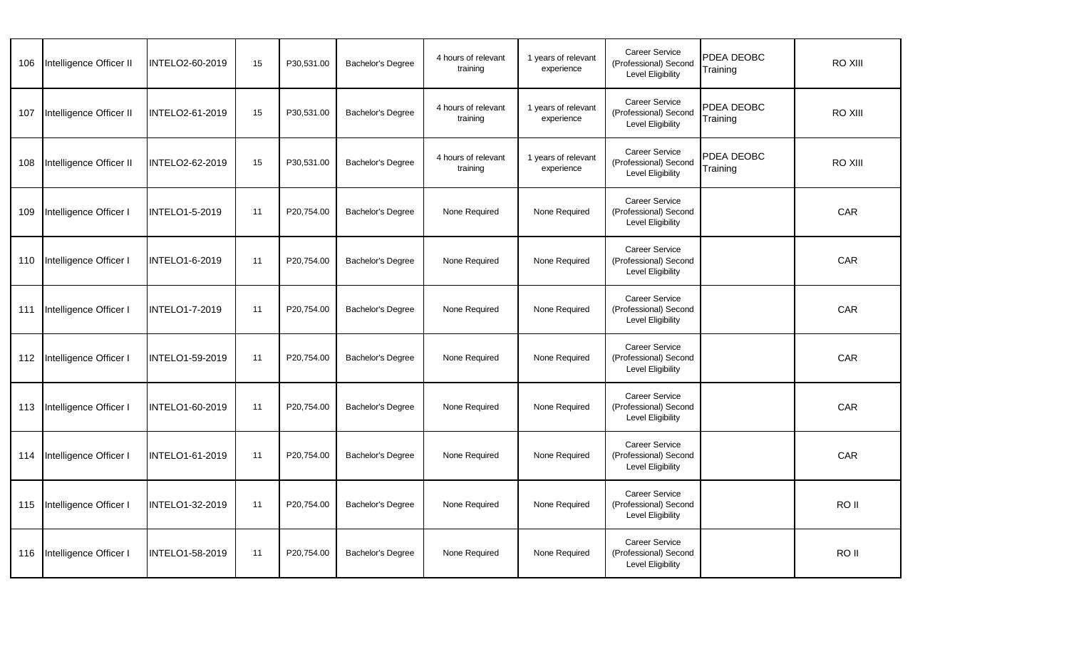| | | | | | | | | | | |
|---|---|---|---|---|---|---|---|---|---|---|
| 106 | Intelligence Officer II | INTELO2-60-2019 | 15 | P30,531.00 | Bachelor's Degree | 4 hours of relevant training | 1 years of relevant experience | Career Service (Professional) Second Level Eligibility | PDEA DEOBC Training | RO XIII |
| 107 | Intelligence Officer II | INTELO2-61-2019 | 15 | P30,531.00 | Bachelor's Degree | 4 hours of relevant training | 1 years of relevant experience | Career Service (Professional) Second Level Eligibility | PDEA DEOBC Training | RO XIII |
| 108 | Intelligence Officer II | INTELO2-62-2019 | 15 | P30,531.00 | Bachelor's Degree | 4 hours of relevant training | 1 years of relevant experience | Career Service (Professional) Second Level Eligibility | PDEA DEOBC Training | RO XIII |
| 109 | Intelligence Officer I | INTELO1-5-2019 | 11 | P20,754.00 | Bachelor's Degree | None Required | None Required | Career Service (Professional) Second Level Eligibility | | CAR |
| 110 | Intelligence Officer I | INTELO1-6-2019 | 11 | P20,754.00 | Bachelor's Degree | None Required | None Required | Career Service (Professional) Second Level Eligibility | | CAR |
| 111 | Intelligence Officer I | INTELO1-7-2019 | 11 | P20,754.00 | Bachelor's Degree | None Required | None Required | Career Service (Professional) Second Level Eligibility | | CAR |
| 112 | Intelligence Officer I | INTELO1-59-2019 | 11 | P20,754.00 | Bachelor's Degree | None Required | None Required | Career Service (Professional) Second Level Eligibility | | CAR |
| 113 | Intelligence Officer I | INTELO1-60-2019 | 11 | P20,754.00 | Bachelor's Degree | None Required | None Required | Career Service (Professional) Second Level Eligibility | | CAR |
| 114 | Intelligence Officer I | INTELO1-61-2019 | 11 | P20,754.00 | Bachelor's Degree | None Required | None Required | Career Service (Professional) Second Level Eligibility | | CAR |
| 115 | Intelligence Officer I | INTELO1-32-2019 | 11 | P20,754.00 | Bachelor's Degree | None Required | None Required | Career Service (Professional) Second Level Eligibility | | RO II |
| 116 | Intelligence Officer I | INTELO1-58-2019 | 11 | P20,754.00 | Bachelor's Degree | None Required | None Required | Career Service (Professional) Second Level Eligibility | | RO II |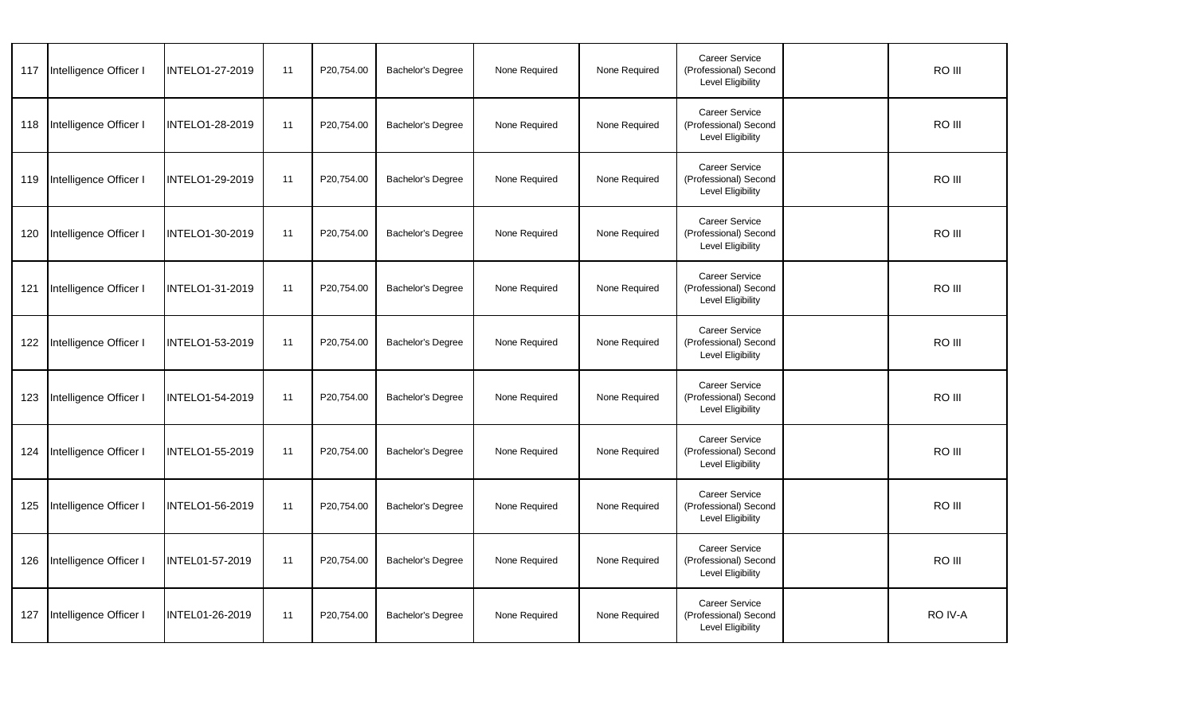| 117 | Intelligence Officer I | INTELO1-27-2019 | 11 | P20,754.00 | Bachelor's Degree | None Required | None Required | Career Service (Professional) Second Level Eligibility | | RO III |
|---|---|---|---|---|---|---|---|---|---|---|
| 118 | Intelligence Officer I | INTELO1-28-2019 | 11 | P20,754.00 | Bachelor's Degree | None Required | None Required | Career Service (Professional) Second Level Eligibility | | RO III |
| 119 | Intelligence Officer I | INTELO1-29-2019 | 11 | P20,754.00 | Bachelor's Degree | None Required | None Required | Career Service (Professional) Second Level Eligibility | | RO III |
| 120 | Intelligence Officer I | INTELO1-30-2019 | 11 | P20,754.00 | Bachelor's Degree | None Required | None Required | Career Service (Professional) Second Level Eligibility | | RO III |
| 121 | Intelligence Officer I | INTELO1-31-2019 | 11 | P20,754.00 | Bachelor's Degree | None Required | None Required | Career Service (Professional) Second Level Eligibility | | RO III |
| 122 | Intelligence Officer I | INTELO1-53-2019 | 11 | P20,754.00 | Bachelor's Degree | None Required | None Required | Career Service (Professional) Second Level Eligibility | | RO III |
| 123 | Intelligence Officer I | INTELO1-54-2019 | 11 | P20,754.00 | Bachelor's Degree | None Required | None Required | Career Service (Professional) Second Level Eligibility | | RO III |
| 124 | Intelligence Officer I | INTELO1-55-2019 | 11 | P20,754.00 | Bachelor's Degree | None Required | None Required | Career Service (Professional) Second Level Eligibility | | RO III |
| 125 | Intelligence Officer I | INTELO1-56-2019 | 11 | P20,754.00 | Bachelor's Degree | None Required | None Required | Career Service (Professional) Second Level Eligibility | | RO III |
| 126 | Intelligence Officer I | INTEL01-57-2019 | 11 | P20,754.00 | Bachelor's Degree | None Required | None Required | Career Service (Professional) Second Level Eligibility | | RO III |
| 127 | Intelligence Officer I | INTEL01-26-2019 | 11 | P20,754.00 | Bachelor's Degree | None Required | None Required | Career Service (Professional) Second Level Eligibility | | RO IV-A |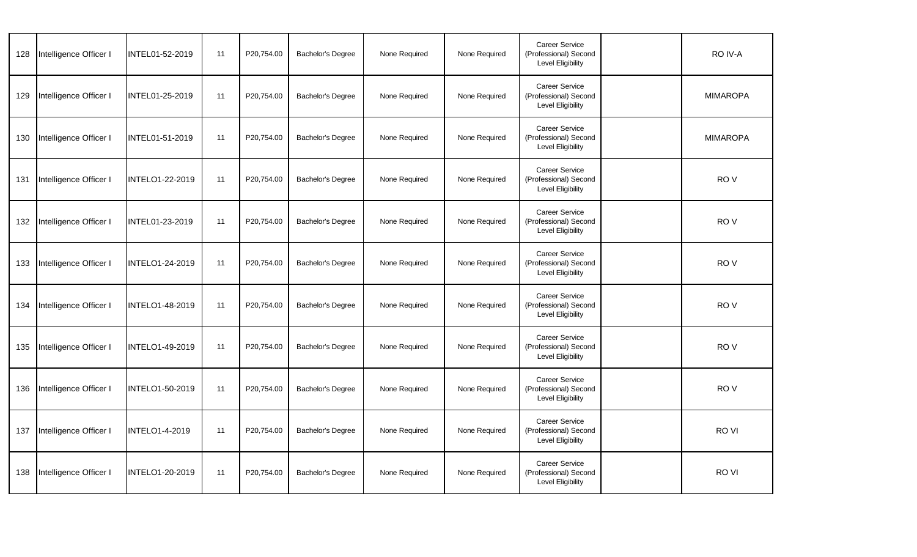| 128 | Intelligence Officer I | INTEL01-52-2019 | 11 | P20,754.00 | Bachelor's Degree | None Required | None Required | Career Service (Professional) Second Level Eligibility | | RO IV-A |
|---|---|---|---|---|---|---|---|---|---|---|
| 129 | Intelligence Officer I | INTEL01-25-2019 | 11 | P20,754.00 | Bachelor's Degree | None Required | None Required | Career Service (Professional) Second Level Eligibility | | MIMAROPA |
| 130 | Intelligence Officer I | INTEL01-51-2019 | 11 | P20,754.00 | Bachelor's Degree | None Required | None Required | Career Service (Professional) Second Level Eligibility | | MIMAROPA |
| 131 | Intelligence Officer I | INTELO1-22-2019 | 11 | P20,754.00 | Bachelor's Degree | None Required | None Required | Career Service (Professional) Second Level Eligibility | | RO V |
| 132 | Intelligence Officer I | INTEL01-23-2019 | 11 | P20,754.00 | Bachelor's Degree | None Required | None Required | Career Service (Professional) Second Level Eligibility | | RO V |
| 133 | Intelligence Officer I | INTELO1-24-2019 | 11 | P20,754.00 | Bachelor's Degree | None Required | None Required | Career Service (Professional) Second Level Eligibility | | RO V |
| 134 | Intelligence Officer I | INTELO1-48-2019 | 11 | P20,754.00 | Bachelor's Degree | None Required | None Required | Career Service (Professional) Second Level Eligibility | | RO V |
| 135 | Intelligence Officer I | INTELO1-49-2019 | 11 | P20,754.00 | Bachelor's Degree | None Required | None Required | Career Service (Professional) Second Level Eligibility | | RO V |
| 136 | Intelligence Officer I | INTELO1-50-2019 | 11 | P20,754.00 | Bachelor's Degree | None Required | None Required | Career Service (Professional) Second Level Eligibility | | RO V |
| 137 | Intelligence Officer I | INTELO1-4-2019 | 11 | P20,754.00 | Bachelor's Degree | None Required | None Required | Career Service (Professional) Second Level Eligibility | | RO VI |
| 138 | Intelligence Officer I | INTELO1-20-2019 | 11 | P20,754.00 | Bachelor's Degree | None Required | None Required | Career Service (Professional) Second Level Eligibility | | RO VI |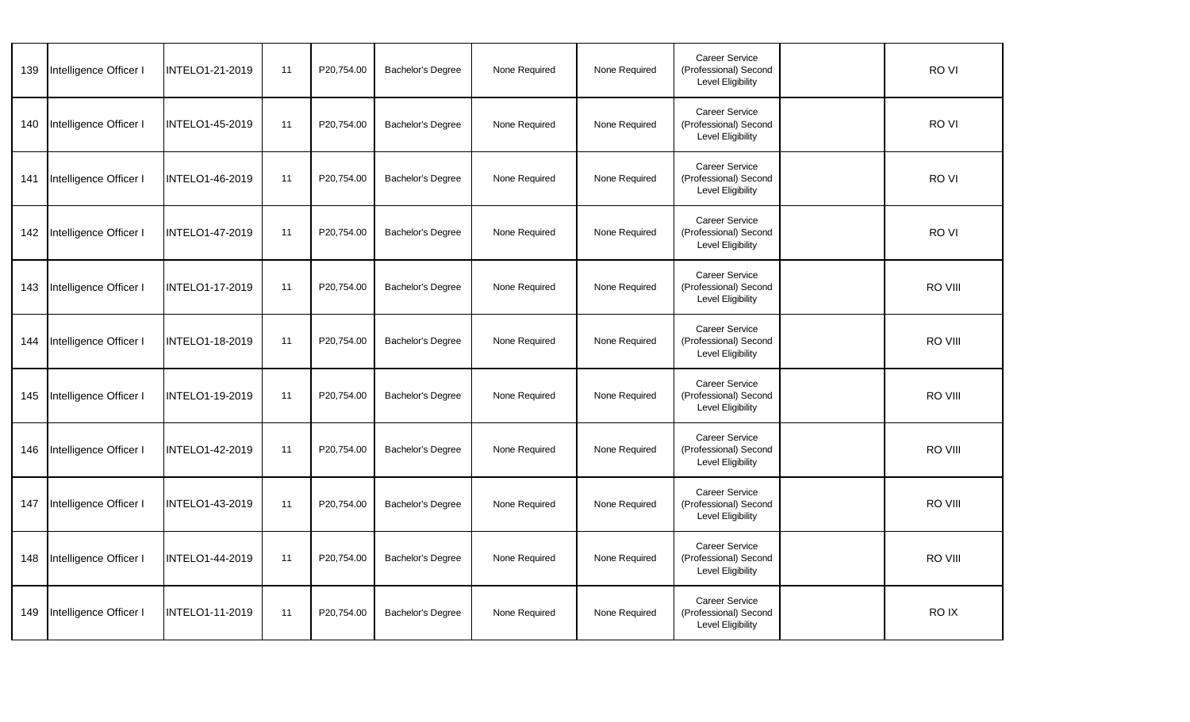| | | | | | | | | | | |
|---|---|---|---|---|---|---|---|---|---|---|
| 139 | Intelligence Officer I | INTELO1-21-2019 | 11 | P20,754.00 | Bachelor's Degree | None Required | None Required | Career Service (Professional) Second Level Eligibility | | RO VI |
| 140 | Intelligence Officer I | INTELO1-45-2019 | 11 | P20,754.00 | Bachelor's Degree | None Required | None Required | Career Service (Professional) Second Level Eligibility | | RO VI |
| 141 | Intelligence Officer I | INTELO1-46-2019 | 11 | P20,754.00 | Bachelor's Degree | None Required | None Required | Career Service (Professional) Second Level Eligibility | | RO VI |
| 142 | Intelligence Officer I | INTELO1-47-2019 | 11 | P20,754.00 | Bachelor's Degree | None Required | None Required | Career Service (Professional) Second Level Eligibility | | RO VI |
| 143 | Intelligence Officer I | INTELO1-17-2019 | 11 | P20,754.00 | Bachelor's Degree | None Required | None Required | Career Service (Professional) Second Level Eligibility | | RO VIII |
| 144 | Intelligence Officer I | INTELO1-18-2019 | 11 | P20,754.00 | Bachelor's Degree | None Required | None Required | Career Service (Professional) Second Level Eligibility | | RO VIII |
| 145 | Intelligence Officer I | INTELO1-19-2019 | 11 | P20,754.00 | Bachelor's Degree | None Required | None Required | Career Service (Professional) Second Level Eligibility | | RO VIII |
| 146 | Intelligence Officer I | INTELO1-42-2019 | 11 | P20,754.00 | Bachelor's Degree | None Required | None Required | Career Service (Professional) Second Level Eligibility | | RO VIII |
| 147 | Intelligence Officer I | INTELO1-43-2019 | 11 | P20,754.00 | Bachelor's Degree | None Required | None Required | Career Service (Professional) Second Level Eligibility | | RO VIII |
| 148 | Intelligence Officer I | INTELO1-44-2019 | 11 | P20,754.00 | Bachelor's Degree | None Required | None Required | Career Service (Professional) Second Level Eligibility | | RO VIII |
| 149 | Intelligence Officer I | INTELO1-11-2019 | 11 | P20,754.00 | Bachelor's Degree | None Required | None Required | Career Service (Professional) Second Level Eligibility | | RO IX |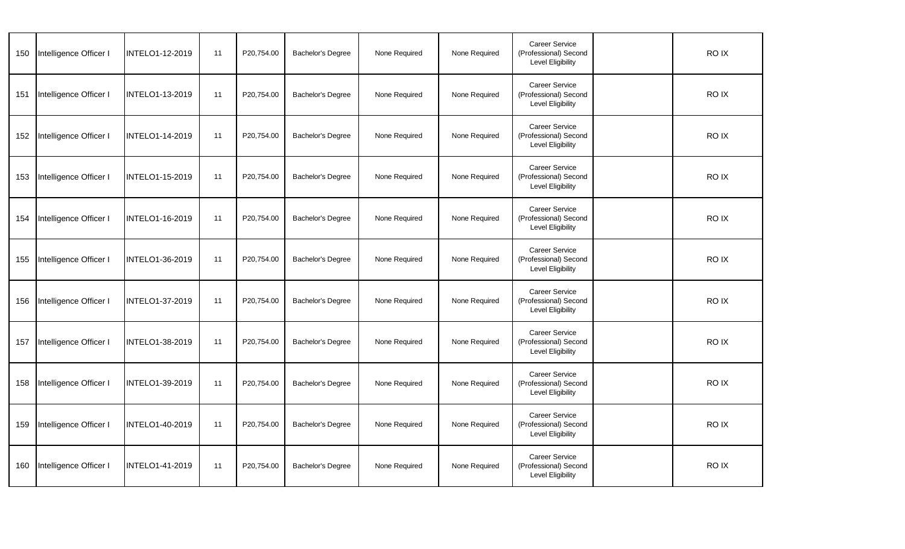| 150 | Intelligence Officer I | INTELO1-12-2019 | 11 | P20,754.00 | Bachelor's Degree | None Required | None Required | Career Service (Professional) Second Level Eligibility | | RO IX |
|---|---|---|---|---|---|---|---|---|---|---|
| 151 | Intelligence Officer I | INTELO1-13-2019 | 11 | P20,754.00 | Bachelor's Degree | None Required | None Required | Career Service (Professional) Second Level Eligibility | | RO IX |
| 152 | Intelligence Officer I | INTELO1-14-2019 | 11 | P20,754.00 | Bachelor's Degree | None Required | None Required | Career Service (Professional) Second Level Eligibility | | RO IX |
| 153 | Intelligence Officer I | INTELO1-15-2019 | 11 | P20,754.00 | Bachelor's Degree | None Required | None Required | Career Service (Professional) Second Level Eligibility | | RO IX |
| 154 | Intelligence Officer I | INTELO1-16-2019 | 11 | P20,754.00 | Bachelor's Degree | None Required | None Required | Career Service (Professional) Second Level Eligibility | | RO IX |
| 155 | Intelligence Officer I | INTELO1-36-2019 | 11 | P20,754.00 | Bachelor's Degree | None Required | None Required | Career Service (Professional) Second Level Eligibility | | RO IX |
| 156 | Intelligence Officer I | INTELO1-37-2019 | 11 | P20,754.00 | Bachelor's Degree | None Required | None Required | Career Service (Professional) Second Level Eligibility | | RO IX |
| 157 | Intelligence Officer I | INTELO1-38-2019 | 11 | P20,754.00 | Bachelor's Degree | None Required | None Required | Career Service (Professional) Second Level Eligibility | | RO IX |
| 158 | Intelligence Officer I | INTELO1-39-2019 | 11 | P20,754.00 | Bachelor's Degree | None Required | None Required | Career Service (Professional) Second Level Eligibility | | RO IX |
| 159 | Intelligence Officer I | INTELO1-40-2019 | 11 | P20,754.00 | Bachelor's Degree | None Required | None Required | Career Service (Professional) Second Level Eligibility | | RO IX |
| 160 | Intelligence Officer I | INTELO1-41-2019 | 11 | P20,754.00 | Bachelor's Degree | None Required | None Required | Career Service (Professional) Second Level Eligibility | | RO IX |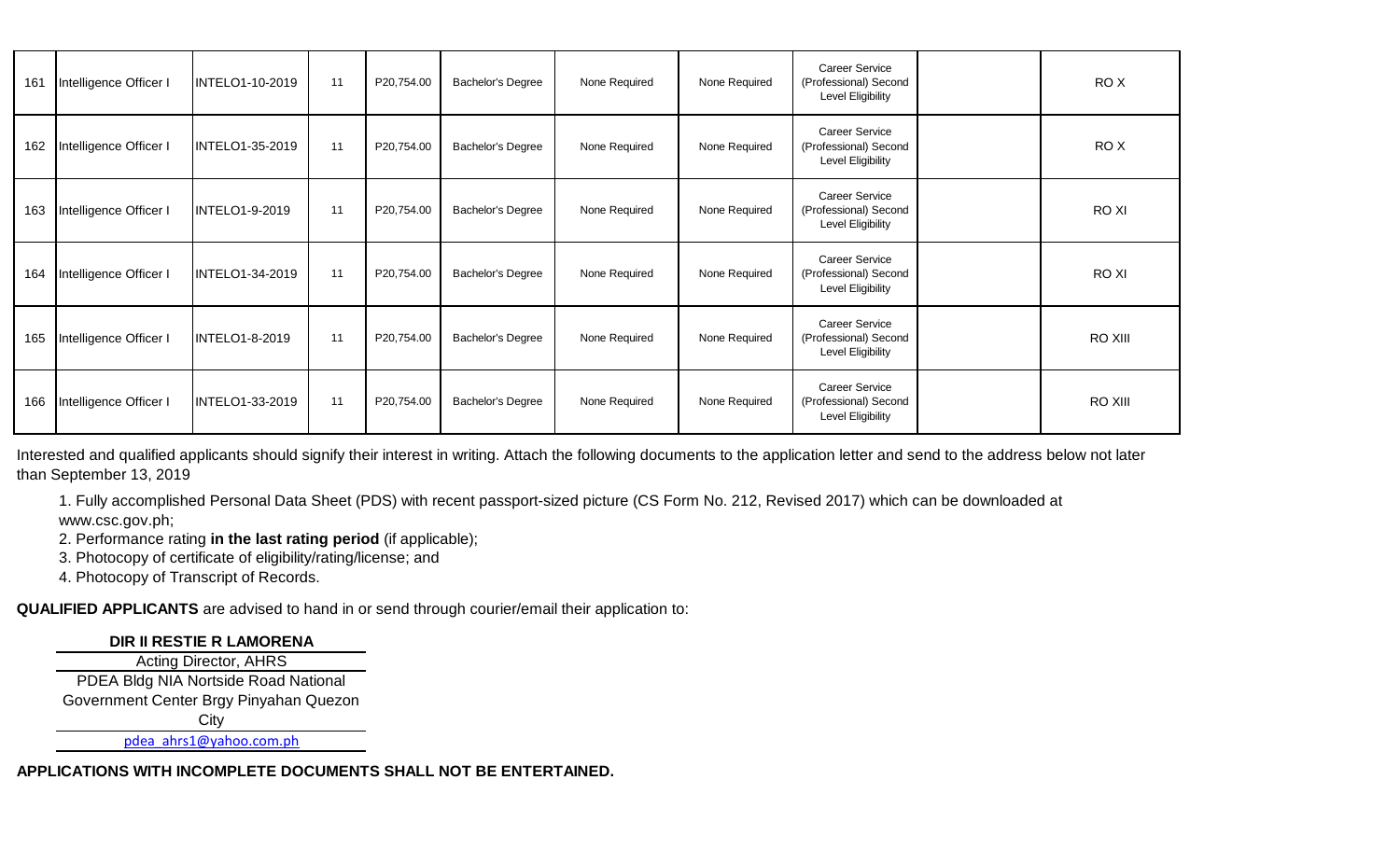| | | | | | | | | | | |
|---|---|---|---|---|---|---|---|---|---|---|
| 161 | Intelligence Officer I | INTELO1-10-2019 | 11 | P20,754.00 | Bachelor's Degree | None Required | None Required | Career Service (Professional) Second Level Eligibility | | RO X |
| 162 | Intelligence Officer I | INTELO1-35-2019 | 11 | P20,754.00 | Bachelor's Degree | None Required | None Required | Career Service (Professional) Second Level Eligibility | | RO X |
| 163 | Intelligence Officer I | INTELO1-9-2019 | 11 | P20,754.00 | Bachelor's Degree | None Required | None Required | Career Service (Professional) Second Level Eligibility | | RO XI |
| 164 | Intelligence Officer I | INTELO1-34-2019 | 11 | P20,754.00 | Bachelor's Degree | None Required | None Required | Career Service (Professional) Second Level Eligibility | | RO XI |
| 165 | Intelligence Officer I | INTELO1-8-2019 | 11 | P20,754.00 | Bachelor's Degree | None Required | None Required | Career Service (Professional) Second Level Eligibility | | RO XIII |
| 166 | Intelligence Officer I | INTELO1-33-2019 | 11 | P20,754.00 | Bachelor's Degree | None Required | None Required | Career Service (Professional) Second Level Eligibility | | RO XIII |

Interested and qualified applicants should signify their interest in writing. Attach the following documents to the application letter and send to the address below not later than September 13, 2019

1. Fully accomplished Personal Data Sheet (PDS) with recent passport-sized picture (CS Form No. 212, Revised 2017) which can be downloaded at www.csc.gov.ph;
2. Performance rating **in the last rating period** (if applicable);
3. Photocopy of certificate of eligibility/rating/license; and
4. Photocopy of Transcript of Records.

**QUALIFIED APPLICANTS** are advised to hand in or send through courier/email their application to:

**DIR II RESTIE R LAMORENA**
Acting Director, AHRS
PDEA Bldg NIA Nortside Road National Government Center Brgy Pinyahan Quezon City
pdea_ahrs1@yahoo.com.ph

**APPLICATIONS WITH INCOMPLETE DOCUMENTS SHALL NOT BE ENTERTAINED.**